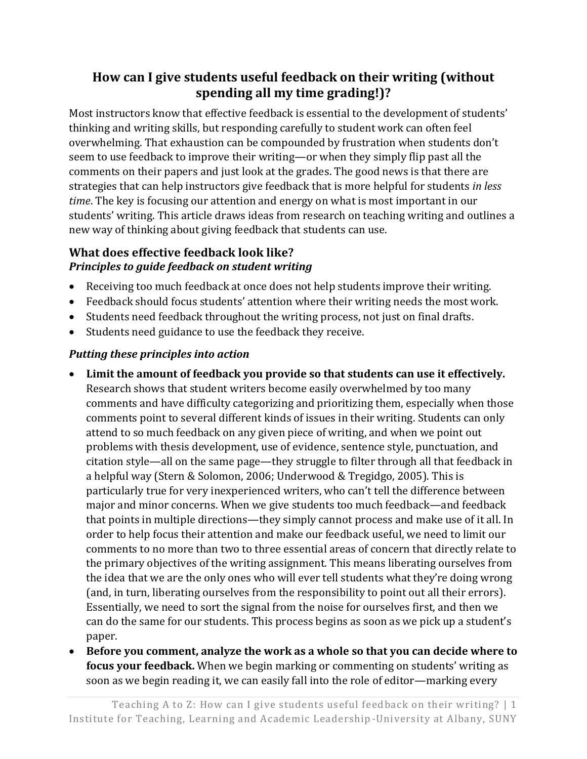# How can I give students useful feedback on their writing (without spending all my time grading!)?

Most instructors know that effective feedback is essential to the development of students' thinking and writing skills, but responding carefully to student work can often feel overwhelming. That exhaustion can be compounded by frustration when students don't seem to use feedback to improve their writing—or when they simply flip past all the comments on their papers and just look at the grades. The good news is that there are strategies that can help instructors give feedback that is more helpful for students *in less time*. The key is focusing our attention and energy on what is most important in our students' writing. This article draws ideas from research on teaching writing and outlines a new way of thinking about giving feedback that students can use.

## What does effective feedback look like?

### *Principles to guide feedback on student writing*

- Receiving too much feedback at once does not help students improve their writing.
- Feedback should focus students' attention where their writing needs the most work.
- Students need feedback throughout the writing process, not just on final drafts.
- Students need guidance to use the feedback they receive.

### *Putting these principles into action*

- **Limit the amount of feedback you provide so that students can use it effectively.** Research shows that student writers become easily overwhelmed by too many comments and have difficulty categorizing and prioritizing them, especially when those comments point to several different kinds of issues in their writing. Students can only attend to so much feedback on any given piece of writing, and when we point out problems with thesis development, use of evidence, sentence style, punctuation, and citation style—all on the same page—they struggle to filter through all that feedback in a helpful way (Stern & Solomon, 2006; Underwood & Tregidgo, 2005). This is particularly true for very inexperienced writers, who can't tell the difference between major and minor concerns. When we give students too much feedback—and feedback that points in multiple directions—they simply cannot process and make use of it all. In order to help focus their attention and make our feedback useful, we need to limit our comments to no more than two to three essential areas of concern that directly relate to the primary objectives of the writing assignment. This means liberating ourselves from the idea that we are the only ones who will ever tell students what they're doing wrong (and, in turn, liberating ourselves from the responsibility to point out all their errors). Essentially, we need to sort the signal from the noise for ourselves first, and then we can do the same for our students. This process begins as soon as we pick up a student's paper.
- **Before you comment, analyze the work as a whole so that you can decide where to focus your feedback.** When we begin marking or commenting on students' writing as soon as we begin reading it, we can easily fall into the role of editor—marking every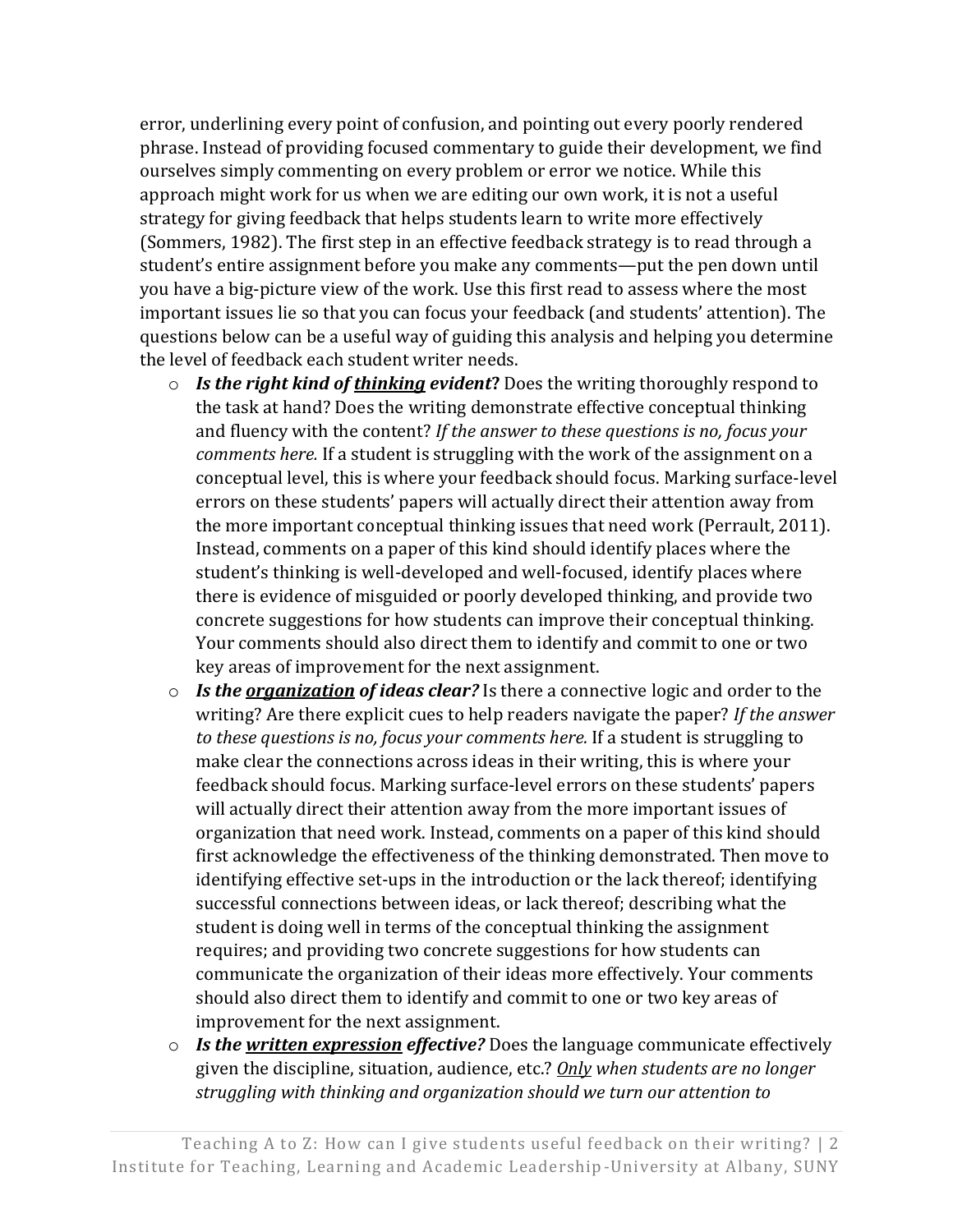error, underlining every point of confusion, and pointing out every poorly rendered phrase. Instead of providing focused commentary to guide their development, we find ourselves simply commenting on every problem or error we notice. While this approach might work for us when we are editing our own work, it is not a useful strategy for giving feedback that helps students learn to write more effectively (Sommers, 1982). The first step in an effective feedback strategy is to read through a student's entire assignment before you make any comments—put the pen down until you have a big-picture view of the work. Use this first read to assess where the most important issues lie so that you can focus your feedback (and students' attention). The questions below can be a useful way of guiding this analysis and helping you determine the level of feedback each student writer needs.

- ***Is the right kind of <u>thinking</u> evident*?** Does the writing thoroughly respond to the task at hand? Does the writing demonstrate effective conceptual thinking and fluency with the content? *If the answer to these questions is no, focus your comments here.* If a student is struggling with the work of the assignment on a conceptual level, this is where your feedback should focus. Marking surface-level errors on these students' papers will actually direct their attention away from the more important conceptual thinking issues that need work (Perrault, 2011). Instead, comments on a paper of this kind should identify places where the student's thinking is well-developed and well-focused, identify places where there is evidence of misguided or poorly developed thinking, and provide two concrete suggestions for how students can improve their conceptual thinking. Your comments should also direct them to identify and commit to one or two key areas of improvement for the next assignment.
- ***Is the <u>organization</u> of ideas clear?*** Is there a connective logic and order to the writing? Are there explicit cues to help readers navigate the paper? *If the answer to these questions is no, focus your comments here.* If a student is struggling to make clear the connections across ideas in their writing, this is where your feedback should focus. Marking surface-level errors on these students' papers will actually direct their attention away from the more important issues of organization that need work. Instead, comments on a paper of this kind should first acknowledge the effectiveness of the thinking demonstrated. Then move to identifying effective set-ups in the introduction or the lack thereof; identifying successful connections between ideas, or lack thereof; describing what the student is doing well in terms of the conceptual thinking the assignment requires; and providing two concrete suggestions for how students can communicate the organization of their ideas more effectively. Your comments should also direct them to identify and commit to one or two key areas of improvement for the next assignment.
- ***Is the <u>written expression</u> effective?*** Does the language communicate effectively given the discipline, situation, audience, etc.? *<u>Only</u> when students are no longer struggling with thinking and organization should we turn our attention to*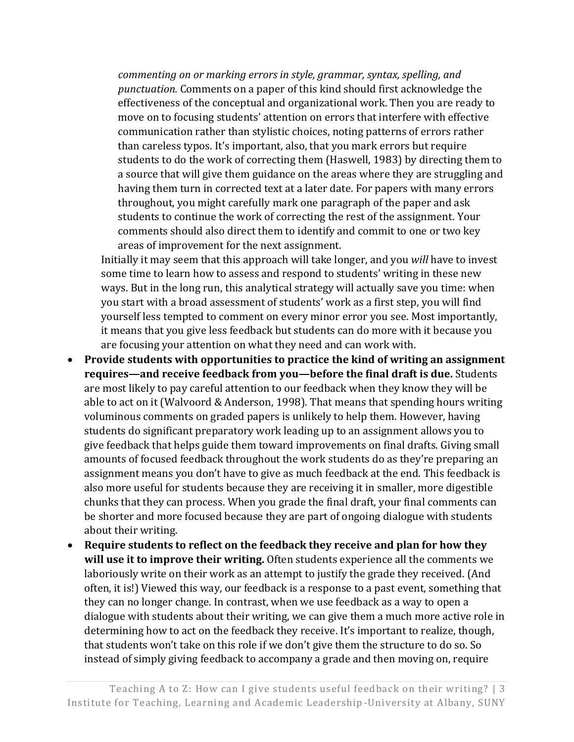*commenting on or marking errors in style, grammar, syntax, spelling, and punctuation.* Comments on a paper of this kind should first acknowledge the effectiveness of the conceptual and organizational work. Then you are ready to move on to focusing students' attention on errors that interfere with effective communication rather than stylistic choices, noting patterns of errors rather than careless typos. It's important, also, that you mark errors but require students to do the work of correcting them (Haswell, 1983) by directing them to a source that will give them guidance on the areas where they are struggling and having them turn in corrected text at a later date. For papers with many errors throughout, you might carefully mark one paragraph of the paper and ask students to continue the work of correcting the rest of the assignment. Your comments should also direct them to identify and commit to one or two key areas of improvement for the next assignment.

Initially it may seem that this approach will take longer, and you *will* have to invest some time to learn how to assess and respond to students' writing in these new ways. But in the long run, this analytical strategy will actually save you time: when you start with a broad assessment of students' work as a first step, you will find yourself less tempted to comment on every minor error you see. Most importantly, it means that you give less feedback but students can do more with it because you are focusing your attention on what they need and can work with.

- **Provide students with opportunities to practice the kind of writing an assignment requires—and receive feedback from you—before the final draft is due.** Students are most likely to pay careful attention to our feedback when they know they will be able to act on it (Walvoord & Anderson, 1998). That means that spending hours writing voluminous comments on graded papers is unlikely to help them. However, having students do significant preparatory work leading up to an assignment allows you to give feedback that helps guide them toward improvements on final drafts. Giving small amounts of focused feedback throughout the work students do as they're preparing an assignment means you don't have to give as much feedback at the end. This feedback is also more useful for students because they are receiving it in smaller, more digestible chunks that they can process. When you grade the final draft, your final comments can be shorter and more focused because they are part of ongoing dialogue with students about their writing.
- **Require students to reflect on the feedback they receive and plan for how they will use it to improve their writing.** Often students experience all the comments we laboriously write on their work as an attempt to justify the grade they received. (And often, it is!) Viewed this way, our feedback is a response to a past event, something that they can no longer change. In contrast, when we use feedback as a way to open a dialogue with students about their writing, we can give them a much more active role in determining how to act on the feedback they receive. It's important to realize, though, that students won't take on this role if we don't give them the structure to do so. So instead of simply giving feedback to accompany a grade and then moving on, require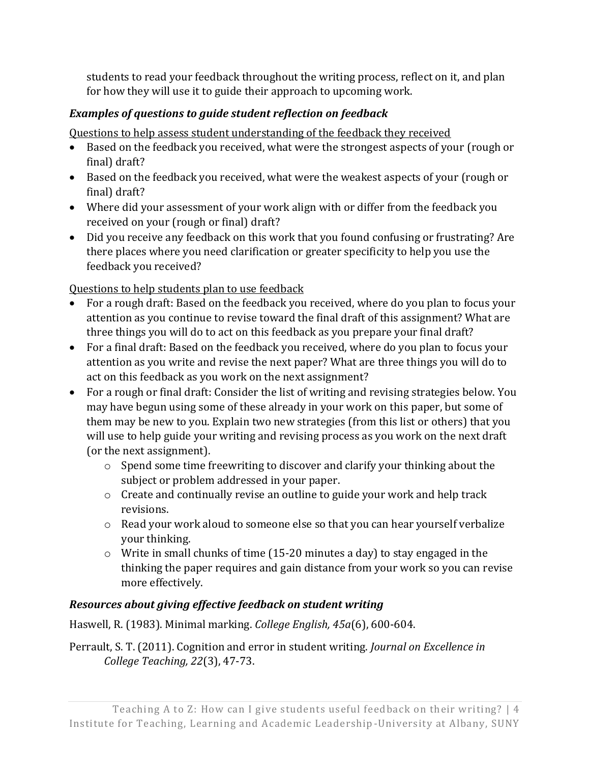students to read your feedback throughout the writing process, reflect on it, and plan for how they will use it to guide their approach to upcoming work.

### *Examples of questions to guide student reflection on feedback*

<u>Questions to help assess student understanding of the feedback they received</u>

- Based on the feedback you received, what were the strongest aspects of your (rough or final) draft?
- Based on the feedback you received, what were the weakest aspects of your (rough or final) draft?
- Where did your assessment of your work align with or differ from the feedback you received on your (rough or final) draft?
- Did you receive any feedback on this work that you found confusing or frustrating? Are there places where you need clarification or greater specificity to help you use the feedback you received?

<u>Questions to help students plan to use feedback</u>

- For a rough draft: Based on the feedback you received, where do you plan to focus your attention as you continue to revise toward the final draft of this assignment? What are three things you will do to act on this feedback as you prepare your final draft?
- For a final draft: Based on the feedback you received, where do you plan to focus your attention as you write and revise the next paper? What are three things you will do to act on this feedback as you work on the next assignment?
- For a rough or final draft: Consider the list of writing and revising strategies below. You may have begun using some of these already in your work on this paper, but some of them may be new to you. Explain two new strategies (from this list or others) that you will use to help guide your writing and revising process as you work on the next draft (or the next assignment).
    - Spend some time freewriting to discover and clarify your thinking about the subject or problem addressed in your paper.
    - Create and continually revise an outline to guide your work and help track revisions.
    - Read your work aloud to someone else so that you can hear yourself verbalize your thinking.
    - Write in small chunks of time (15-20 minutes a day) to stay engaged in the thinking the paper requires and gain distance from your work so you can revise more effectively.

### *Resources about giving effective feedback on student writing*

Haswell, R. (1983). Minimal marking. *College English, 45a*(6), 600-604.

Perrault, S. T. (2011). Cognition and error in student writing. *Journal on Excellence in College Teaching, 22*(3), 47-73.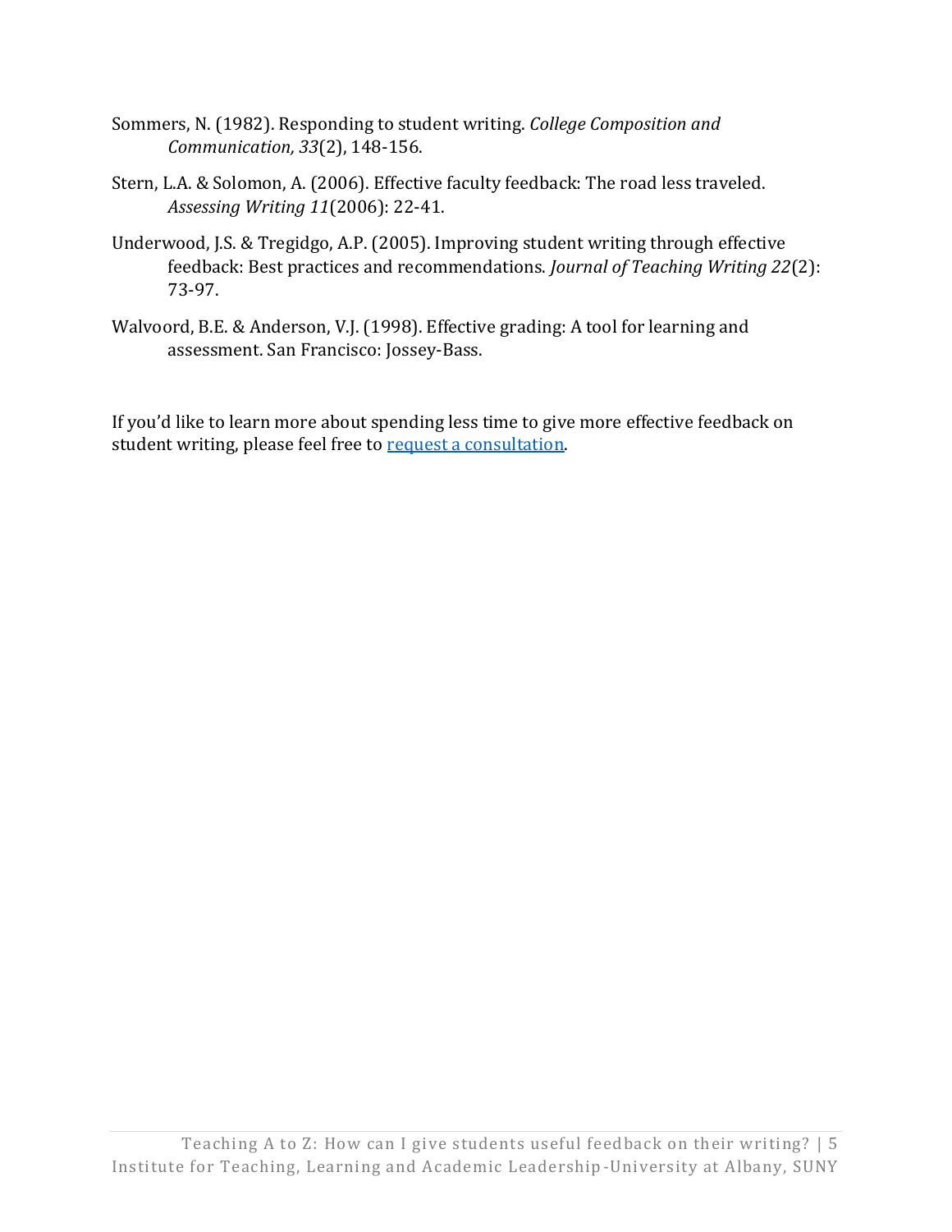Sommers, N. (1982). Responding to student writing. *College Composition and Communication, 33*(2), 148-156.

Stern, L.A. & Solomon, A. (2006). Effective faculty feedback: The road less traveled. *Assessing Writing 11*(2006): 22-41.

Underwood, J.S. & Tregidgo, A.P. (2005). Improving student writing through effective feedback: Best practices and recommendations. *Journal of Teaching Writing 22*(2): 73-97.

Walvoord, B.E. & Anderson, V.J. (1998). Effective grading: A tool for learning and assessment. San Francisco: Jossey-Bass.

If you'd like to learn more about spending less time to give more effective feedback on student writing, please feel free to request a consultation.